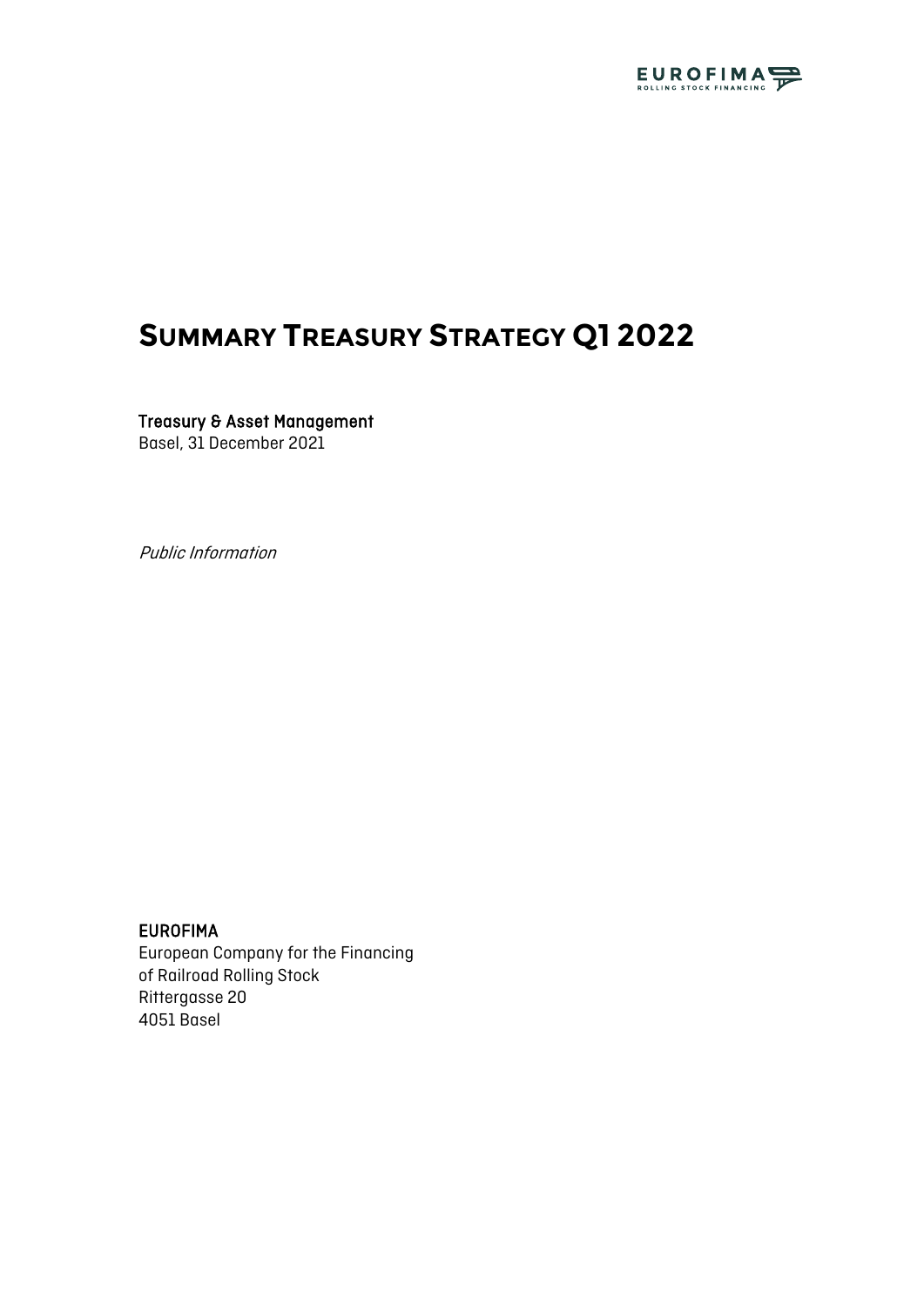# Summary Treasury Strategy Q1 2022

**Treasury & Asset Management**
Basel, 31 December 2021

*Public Information*

**EUROFIMA**
European Company for the Financing
of Railroad Rolling Stock
Rittergasse 20
4051 Basel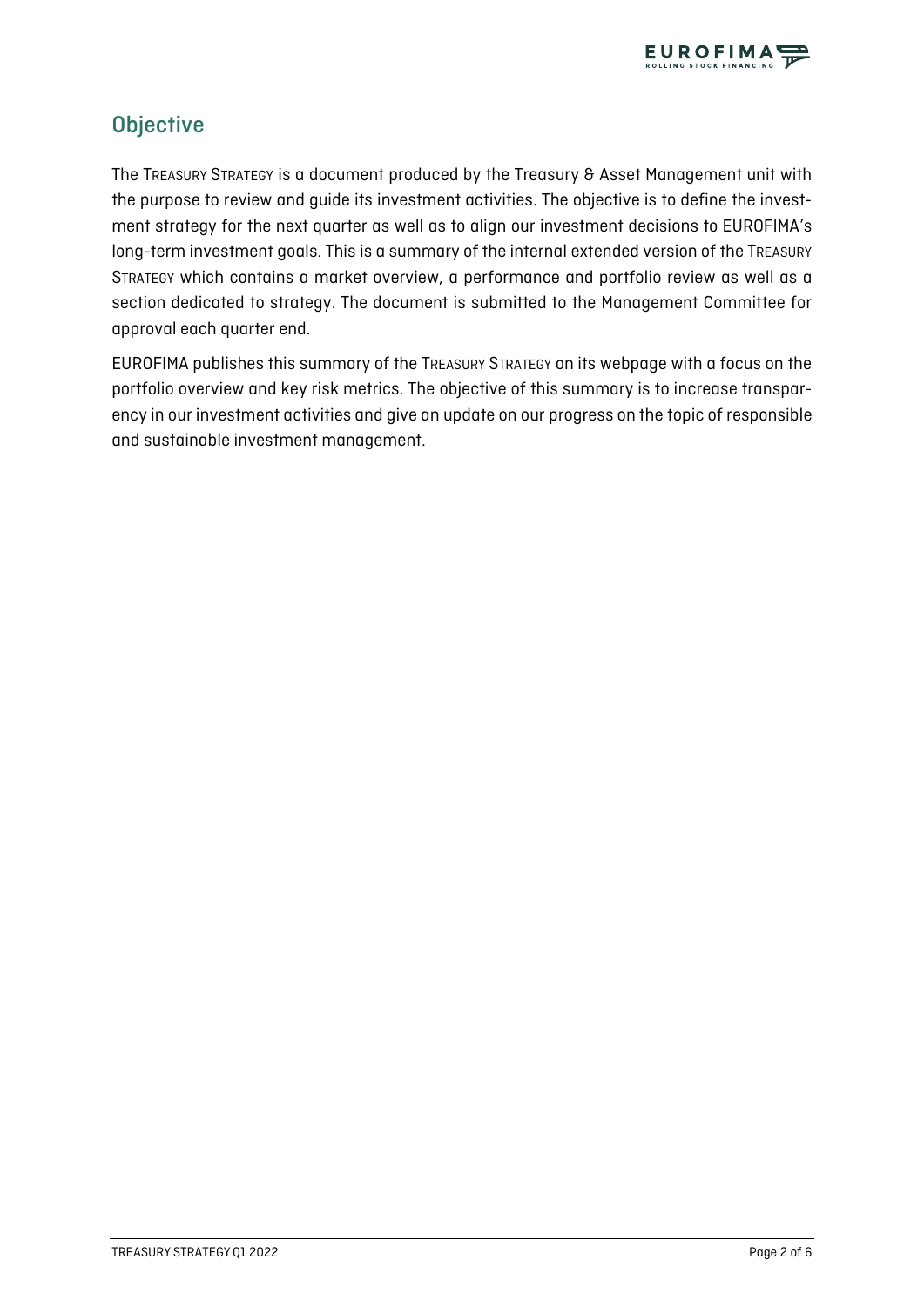## Objective

The TREASURY STRATEGY is a document produced by the Treasury & Asset Management unit with the purpose to review and guide its investment activities. The objective is to define the investment strategy for the next quarter as well as to align our investment decisions to EUROFIMA's long-term investment goals. This is a summary of the internal extended version of the TREASURY STRATEGY which contains a market overview, a performance and portfolio review as well as a section dedicated to strategy. The document is submitted to the Management Committee for approval each quarter end.

EUROFIMA publishes this summary of the TREASURY STRATEGY on its webpage with a focus on the portfolio overview and key risk metrics. The objective of this summary is to increase transparency in our investment activities and give an update on our progress on the topic of responsible and sustainable investment management.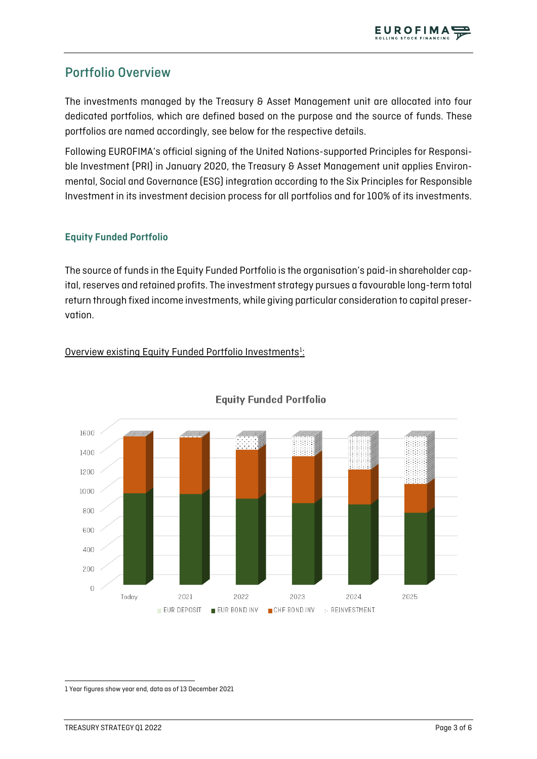## Portfolio Overview

The investments managed by the Treasury & Asset Management unit are allocated into four dedicated portfolios, which are defined based on the purpose and the source of funds. These portfolios are named accordingly, see below for the respective details.

Following EUROFIMA's official signing of the United Nations-supported Principles for Responsible Investment (PRI) in January 2020, the Treasury & Asset Management unit applies Environmental, Social and Governance (ESG) integration according to the Six Principles for Responsible Investment in its investment decision process for all portfolios and for 100% of its investments.

### Equity Funded Portfolio

The source of funds in the Equity Funded Portfolio is the organisation's paid-in shareholder capital, reserves and retained profits. The investment strategy pursues a favourable long-term total return through fixed income investments, while giving particular consideration to capital preservation.

<u>Overview existing Equity Funded Portfolio Investments[1]:</u>

**Equity Funded Portfolio**

1600, 1400, 1200, 1000, 800, 600, 400, 200, 0

Today, 2021, 2022, 2023, 2024, 2025

EUR DEPOSIT, EUR BOND INV, CHF BOND INV, REINVESTMENT

---

1 Year figures show year end, data as of 13 December 2021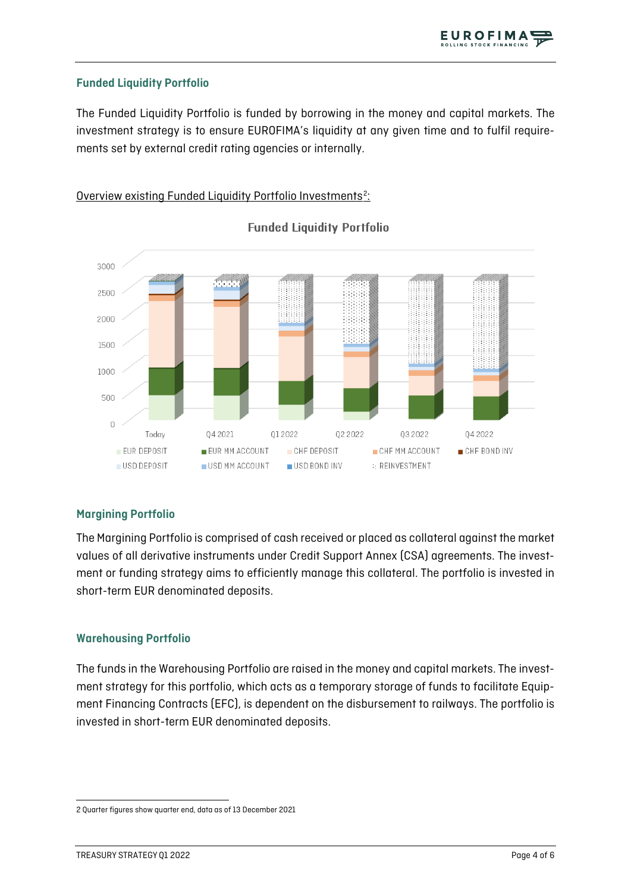## Funded Liquidity Portfolio

The Funded Liquidity Portfolio is funded by borrowing in the money and capital markets. The investment strategy is to ensure EUROFIMA's liquidity at any given time and to fulfil requirements set by external credit rating agencies or internally.

Overview existing Funded Liquidity Portfolio Investments[2]:

## Margining Portfolio

The Margining Portfolio is comprised of cash received or placed as collateral against the market values of all derivative instruments under Credit Support Annex (CSA) agreements. The investment or funding strategy aims to efficiently manage this collateral. The portfolio is invested in short-term EUR denominated deposits.

## Warehousing Portfolio

The funds in the Warehousing Portfolio are raised in the money and capital markets. The investment strategy for this portfolio, which acts as a temporary storage of funds to facilitate Equipment Financing Contracts (EFC), is dependent on the disbursement to railways. The portfolio is invested in short-term EUR denominated deposits.

2 Quarter figures show quarter end, data as of 13 December 2021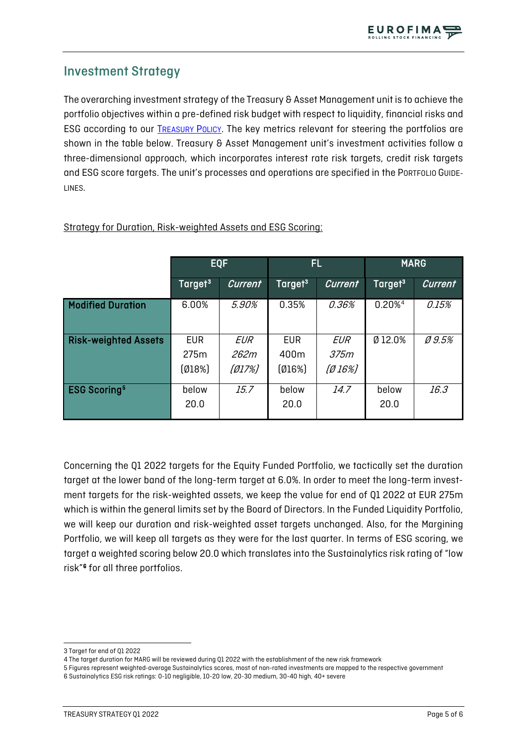## Investment Strategy

The overarching investment strategy of the Treasury & Asset Management unit is to achieve the portfolio objectives within a pre-defined risk budget with respect to liquidity, financial risks and ESG according to our [Treasury Policy](). The key metrics relevant for steering the portfolios are shown in the table below. Treasury & Asset Management unit's investment activities follow a three-dimensional approach, which incorporates interest rate risk targets, credit risk targets and ESG score targets. The unit's processes and operations are specified in the Portfolio Guidelines.

Strategy for Duration, Risk-weighted Assets and ESG Scoring:

| | EQF | | FL | | MARG | |
|---|---|---|---|---|---|---|
| | Target[3] | *Current* | Target[3] | *Current* | Target[3] | *Current* |
| **Modified Duration** | 6.00% | *5.90%* | 0.35% | *0.36%* | 0.20%[4] | *0.15%* |
| **Risk-weighted Assets** | EUR 275m (Ø18%) | *EUR 262m (Ø17%)* | EUR 400m (Ø16%) | *EUR 375m (Ø 16%)* | Ø 12.0% | *Ø 9.5%* |
| **ESG Scoring[5]** | below 20.0 | *15.7* | below 20.0 | *14.7* | below 20.0 | *16.3* |

Concerning the Q1 2022 targets for the Equity Funded Portfolio, we tactically set the duration target at the lower band of the long-term target at 6.0%. In order to meet the long-term investment targets for the risk-weighted assets, we keep the value for end of Q1 2022 at EUR 275m which is within the general limits set by the Board of Directors. In the Funded Liquidity Portfolio, we will keep our duration and risk-weighted asset targets unchanged. Also, for the Margining Portfolio, we will keep all targets as they were for the last quarter. In terms of ESG scoring, we target a weighted scoring below 20.0 which translates into the Sustainalytics risk rating of "low risk"[6] for all three portfolios.

3 Target for end of Q1 2022
4 The target duration for MARG will be reviewed during Q1 2022 with the establishment of the new risk framework
5 Figures represent weighted-average Sustainalytics scores, most of non-rated investments are mapped to the respective government
6 Sustainalytics ESG risk ratings: 0-10 negligible, 10-20 low, 20-30 medium, 30-40 high, 40+ severe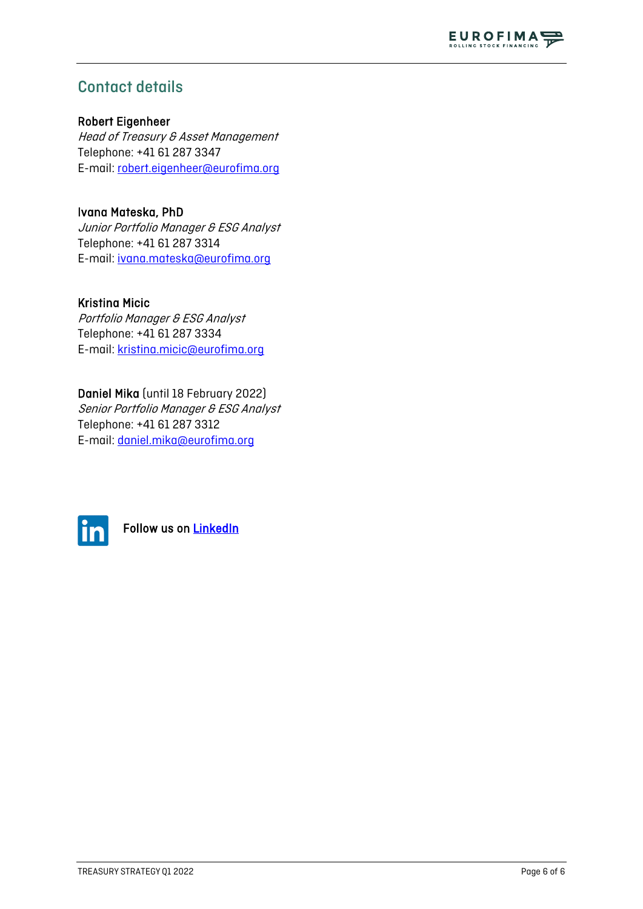## Contact details

**Robert Eigenheer**
*Head of Treasury & Asset Management*
Telephone: +41 61 287 3347
E-mail: robert.eigenheer@eurofima.org

**Ivana Mateska, PhD**
*Junior Portfolio Manager & ESG Analyst*
Telephone: +41 61 287 3314
E-mail: ivana.mateska@eurofima.org

**Kristina Micic**
*Portfolio Manager & ESG Analyst*
Telephone: +41 61 287 3334
E-mail: kristina.micic@eurofima.org

**Daniel Mika** (until 18 February 2022)
*Senior Portfolio Manager & ESG Analyst*
Telephone: +41 61 287 3312
E-mail: daniel.mika@eurofima.org

**Follow us on LinkedIn**